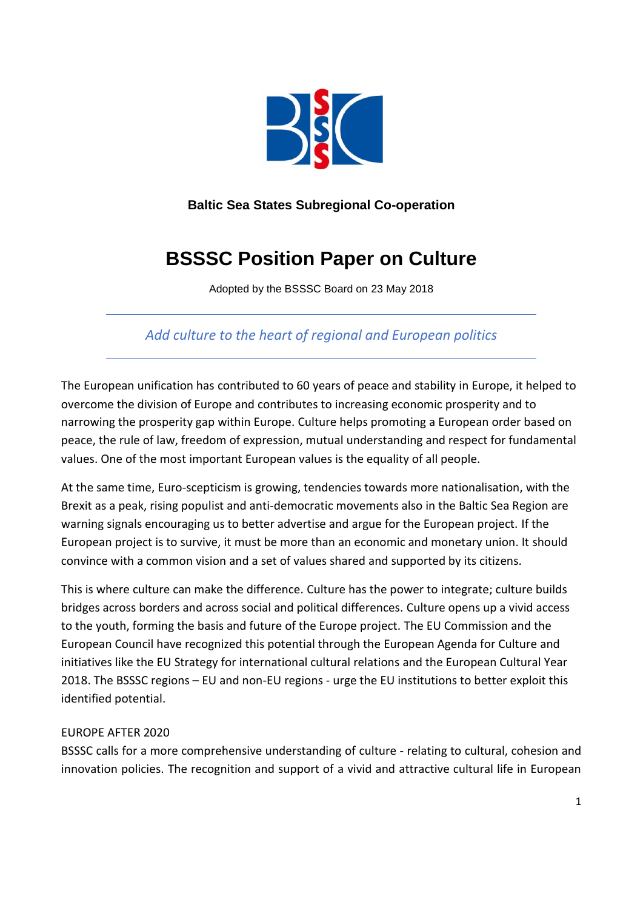**Baltic Sea States Subregional Co-operation**

# BSSSC Position Paper on Culture

Adopted by the BSSSC Board on 23 May 2018

---

*Add culture to the heart of regional and European politics*

---

The European unification has contributed to 60 years of peace and stability in Europe, it helped to overcome the division of Europe and contributes to increasing economic prosperity and to narrowing the prosperity gap within Europe. Culture helps promoting a European order based on peace, the rule of law, freedom of expression, mutual understanding and respect for fundamental values. One of the most important European values is the equality of all people.

At the same time, Euro-scepticism is growing, tendencies towards more nationalisation, with the Brexit as a peak, rising populist and anti-democratic movements also in the Baltic Sea Region are warning signals encouraging us to better advertise and argue for the European project. If the European project is to survive, it must be more than an economic and monetary union. It should convince with a common vision and a set of values shared and supported by its citizens.

This is where culture can make the difference. Culture has the power to integrate; culture builds bridges across borders and across social and political differences. Culture opens up a vivid access to the youth, forming the basis and future of the Europe project. The EU Commission and the European Council have recognized this potential through the European Agenda for Culture and initiatives like the EU Strategy for international cultural relations and the European Cultural Year 2018. The BSSSC regions – EU and non-EU regions - urge the EU institutions to better exploit this identified potential.

## EUROPE AFTER 2020

BSSSC calls for a more comprehensive understanding of culture - relating to cultural, cohesion and innovation policies. The recognition and support of a vivid and attractive cultural life in European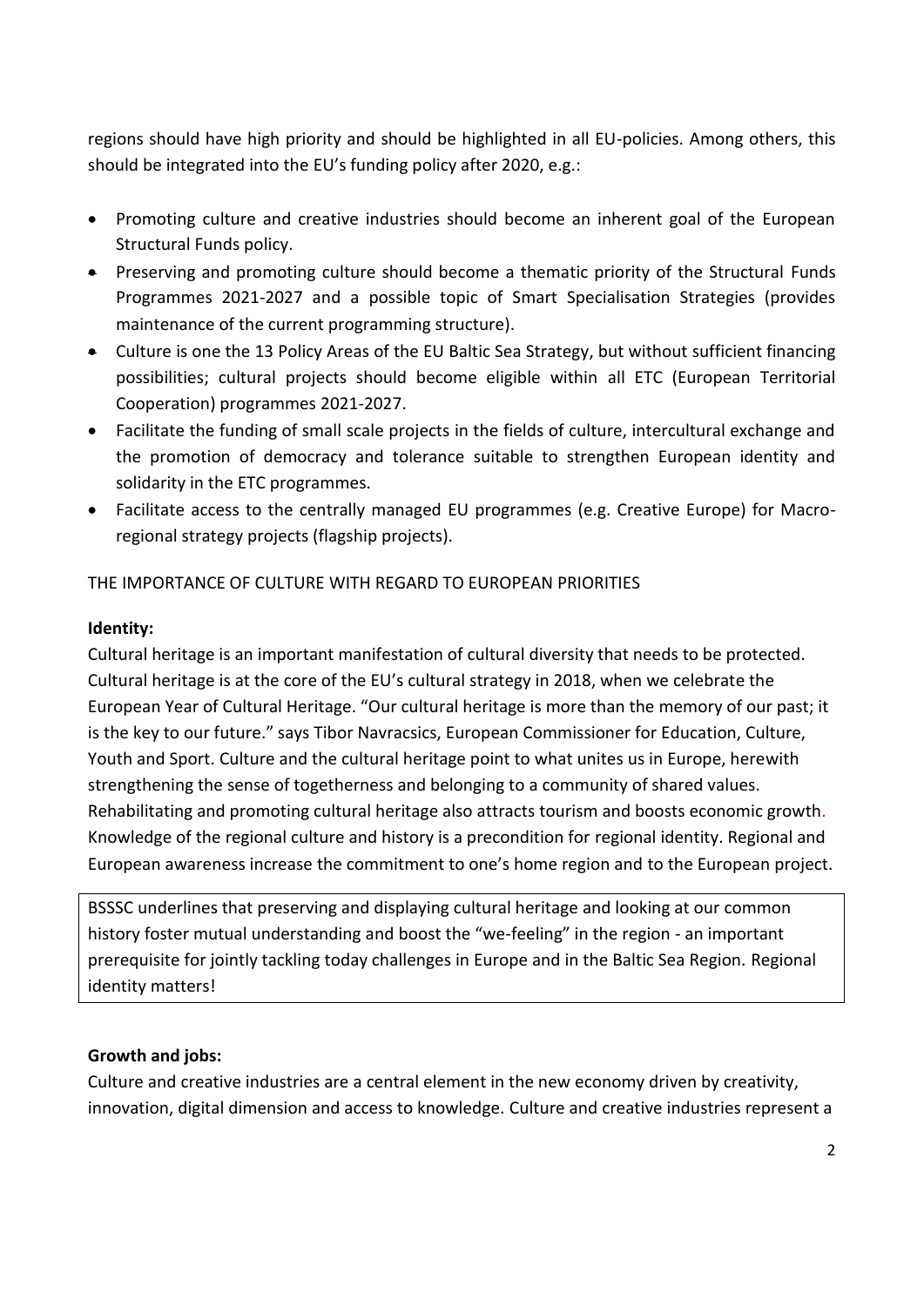regions should have high priority and should be highlighted in all EU-policies. Among others, this should be integrated into the EU's funding policy after 2020, e.g.:

- Promoting culture and creative industries should become an inherent goal of the European Structural Funds policy.
- Preserving and promoting culture should become a thematic priority of the Structural Funds Programmes 2021-2027 and a possible topic of Smart Specialisation Strategies (provides maintenance of the current programming structure).
- Culture is one the 13 Policy Areas of the EU Baltic Sea Strategy, but without sufficient financing possibilities; cultural projects should become eligible within all ETC (European Territorial Cooperation) programmes 2021-2027.
- Facilitate the funding of small scale projects in the fields of culture, intercultural exchange and the promotion of democracy and tolerance suitable to strengthen European identity and solidarity in the ETC programmes.
- Facilitate access to the centrally managed EU programmes (e.g. Creative Europe) for Macro-regional strategy projects (flagship projects).

THE IMPORTANCE OF CULTURE WITH REGARD TO EUROPEAN PRIORITIES

**Identity:**

Cultural heritage is an important manifestation of cultural diversity that needs to be protected. Cultural heritage is at the core of the EU's cultural strategy in 2018, when we celebrate the European Year of Cultural Heritage. "Our cultural heritage is more than the memory of our past; it is the key to our future." says Tibor Navracsics, European Commissioner for Education, Culture, Youth and Sport. Culture and the cultural heritage point to what unites us in Europe, herewith strengthening the sense of togetherness and belonging to a community of shared values. Rehabilitating and promoting cultural heritage also attracts tourism and boosts economic growth. Knowledge of the regional culture and history is a precondition for regional identity. Regional and European awareness increase the commitment to one's home region and to the European project.

BSSSC underlines that preserving and displaying cultural heritage and looking at our common history foster mutual understanding and boost the "we-feeling" in the region - an important prerequisite for jointly tackling today challenges in Europe and in the Baltic Sea Region. Regional identity matters!

**Growth and jobs:**

Culture and creative industries are a central element in the new economy driven by creativity, innovation, digital dimension and access to knowledge. Culture and creative industries represent a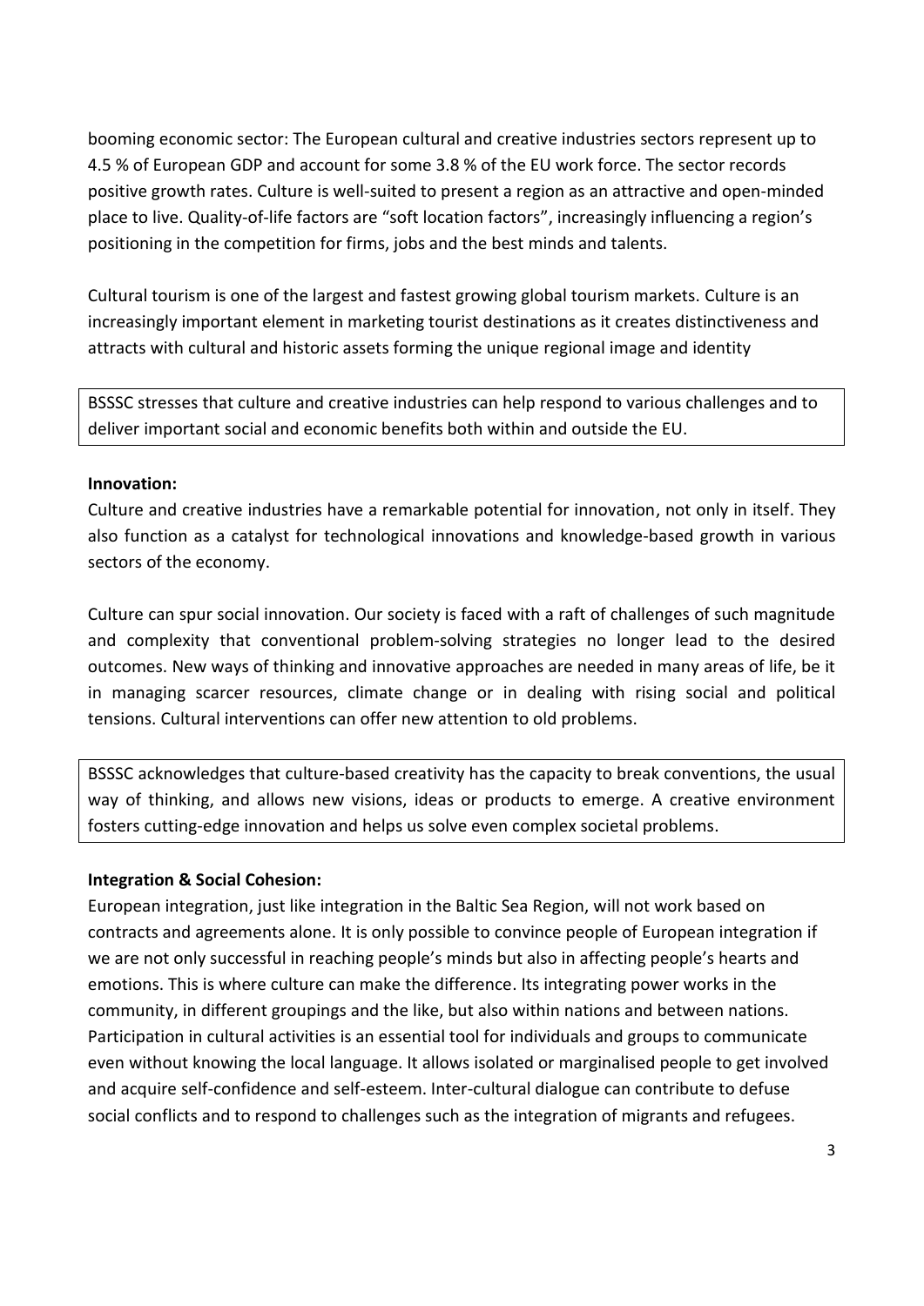booming economic sector: The European cultural and creative industries sectors represent up to 4.5 % of European GDP and account for some 3.8 % of the EU work force. The sector records positive growth rates. Culture is well-suited to present a region as an attractive and open-minded place to live. Quality-of-life factors are "soft location factors", increasingly influencing a region's positioning in the competition for firms, jobs and the best minds and talents.

Cultural tourism is one of the largest and fastest growing global tourism markets. Culture is an increasingly important element in marketing tourist destinations as it creates distinctiveness and attracts with cultural and historic assets forming the unique regional image and identity

> BSSSC stresses that culture and creative industries can help respond to various challenges and to deliver important social and economic benefits both within and outside the EU.

**Innovation:**

Culture and creative industries have a remarkable potential for innovation, not only in itself. They also function as a catalyst for technological innovations and knowledge-based growth in various sectors of the economy.

Culture can spur social innovation. Our society is faced with a raft of challenges of such magnitude and complexity that conventional problem-solving strategies no longer lead to the desired outcomes. New ways of thinking and innovative approaches are needed in many areas of life, be it in managing scarcer resources, climate change or in dealing with rising social and political tensions. Cultural interventions can offer new attention to old problems.

> BSSSC acknowledges that culture-based creativity has the capacity to break conventions, the usual way of thinking, and allows new visions, ideas or products to emerge. A creative environment fosters cutting-edge innovation and helps us solve even complex societal problems.

**Integration & Social Cohesion:**

European integration, just like integration in the Baltic Sea Region, will not work based on contracts and agreements alone. It is only possible to convince people of European integration if we are not only successful in reaching people's minds but also in affecting people's hearts and emotions. This is where culture can make the difference. Its integrating power works in the community, in different groupings and the like, but also within nations and between nations. Participation in cultural activities is an essential tool for individuals and groups to communicate even without knowing the local language. It allows isolated or marginalised people to get involved and acquire self-confidence and self-esteem. Inter-cultural dialogue can contribute to defuse social conflicts and to respond to challenges such as the integration of migrants and refugees.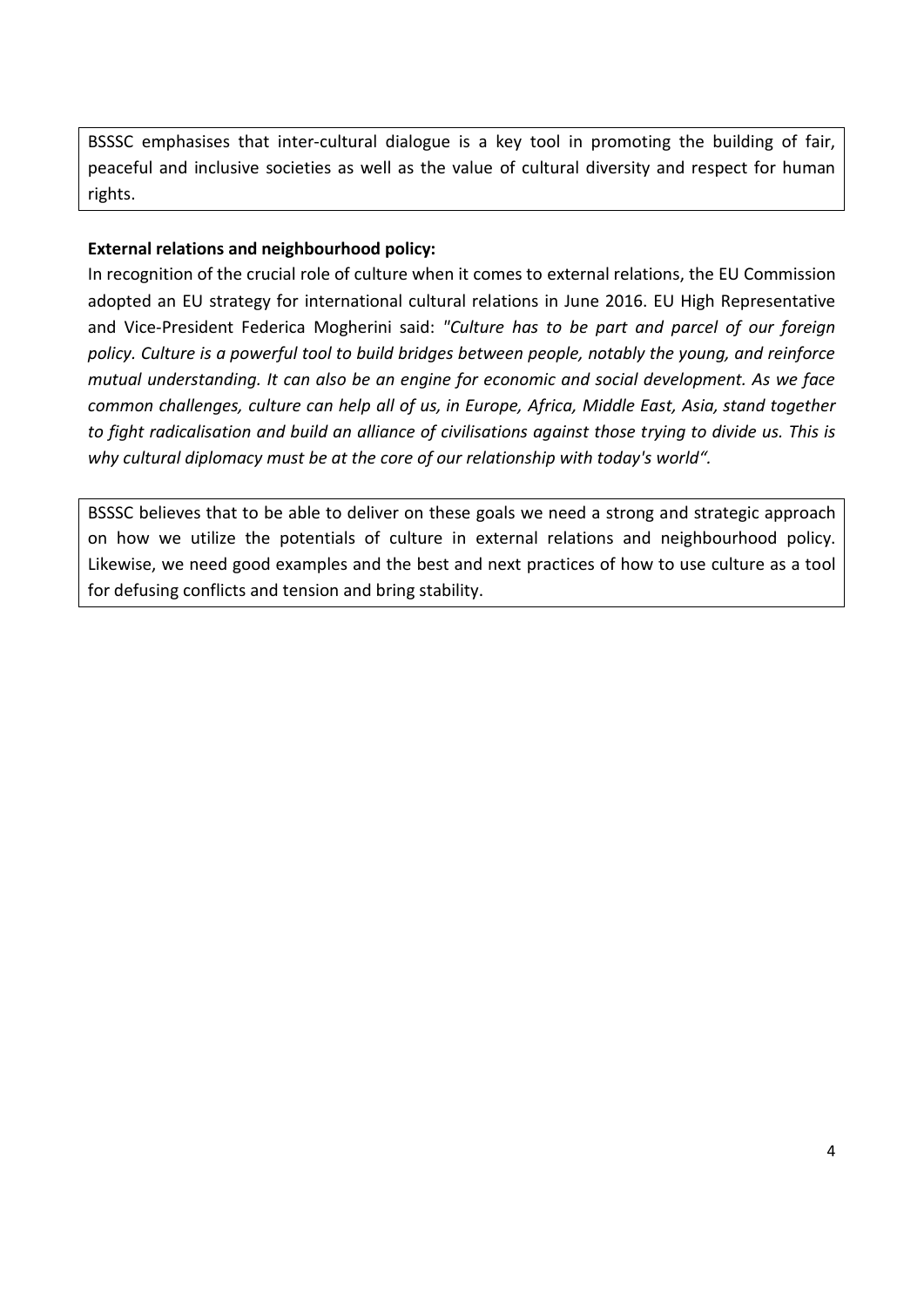BSSSC emphasises that inter-cultural dialogue is a key tool in promoting the building of fair, peaceful and inclusive societies as well as the value of cultural diversity and respect for human rights.

**External relations and neighbourhood policy:**

In recognition of the crucial role of culture when it comes to external relations, the EU Commission adopted an EU strategy for international cultural relations in June 2016. EU High Representative and Vice-President Federica Mogherini said: *"Culture has to be part and parcel of our foreign policy. Culture is a powerful tool to build bridges between people, notably the young, and reinforce mutual understanding. It can also be an engine for economic and social development. As we face common challenges, culture can help all of us, in Europe, Africa, Middle East, Asia, stand together to fight radicalisation and build an alliance of civilisations against those trying to divide us. This is why cultural diplomacy must be at the core of our relationship with today's world".*

BSSSC believes that to be able to deliver on these goals we need a strong and strategic approach on how we utilize the potentials of culture in external relations and neighbourhood policy. Likewise, we need good examples and the best and next practices of how to use culture as a tool for defusing conflicts and tension and bring stability.